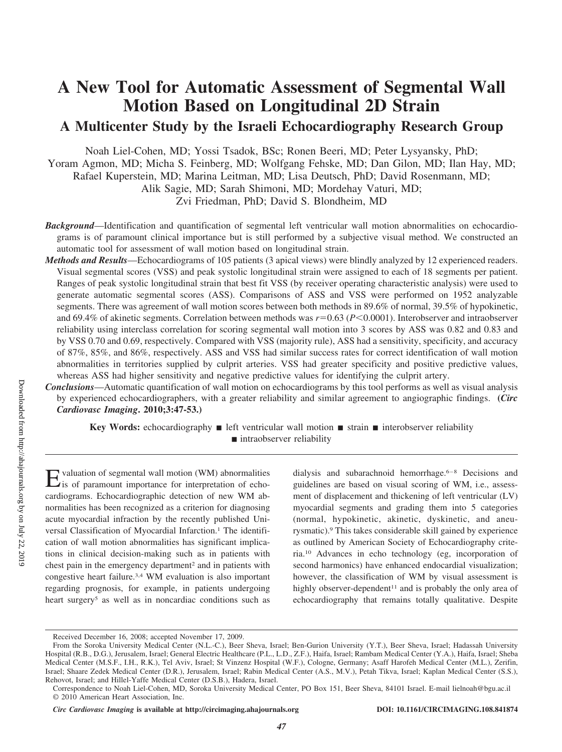# A New Tool for Automatic Assessment of Segmental Wall Motion Based on Longitudinal 2D Strain

## A Multicenter Study by the Israeli Echocardiography Research Group

Noah Liel-Cohen, MD; Yossi Tsadok, BSc; Ronen Beeri, MD; Peter Lysyansky, PhD; Yoram Agmon, MD; Micha S. Feinberg, MD; Wolfgang Fehske, MD; Dan Gilon, MD; Ilan Hay, MD; Rafael Kuperstein, MD; Marina Leitman, MD; Lisa Deutsch, PhD; David Rosenmann, MD; Alik Sagie, MD; Sarah Shimoni, MD; Mordehay Vaturi, MD; Zvi Friedman, PhD; David S. Blondheim, MD

***Background*****—**Identification and quantification of segmental left ventricular wall motion abnormalities on echocardiograms is of paramount clinical importance but is still performed by a subjective visual method. We constructed an automatic tool for assessment of wall motion based on longitudinal strain.

***Methods and Results*****—**Echocardiograms of 105 patients (3 apical views) were blindly analyzed by 12 experienced readers. Visual segmental scores (VSS) and peak systolic longitudinal strain were assigned to each of 18 segments per patient. Ranges of peak systolic longitudinal strain that best fit VSS (by receiver operating characteristic analysis) were used to generate automatic segmental scores (ASS). Comparisons of ASS and VSS were performed on 1952 analyzable segments. There was agreement of wall motion scores between both methods in 89.6% of normal, 39.5% of hypokinetic, and 69.4% of akinetic segments. Correlation between methods was $r=0.63$ ($P<0.0001$). Interobserver and intraobserver reliability using interclass correlation for scoring segmental wall motion into 3 scores by ASS was 0.82 and 0.83 and by VSS 0.70 and 0.69, respectively. Compared with VSS (majority rule), ASS had a sensitivity, specificity, and accuracy of 87%, 85%, and 86%, respectively. ASS and VSS had similar success rates for correct identification of wall motion abnormalities in territories supplied by culprit arteries. VSS had greater specificity and positive predictive values, whereas ASS had higher sensitivity and negative predictive values for identifying the culprit artery.

***Conclusions*****—**Automatic quantification of wall motion on echocardiograms by this tool performs as well as visual analysis by experienced echocardiographers, with a greater reliability and similar agreement to angiographic findings. **(*Circ Cardiovasc Imaging*. 2010;3:47-53.)**

**Key Words:** echocardiography ■ left ventricular wall motion ■ strain ■ interobserver reliability ■ intraobserver reliability

Evaluation of segmental wall motion (WM) abnormalities is of paramount importance for interpretation of echocardiograms. Echocardiographic detection of new WM abnormalities has been recognized as a criterion for diagnosing acute myocardial infraction by the recently published Universal Classification of Myocardial Infarction.[1] The identification of wall motion abnormalities has significant implications in clinical decision-making such as in patients with chest pain in the emergency department[2] and in patients with congestive heart failure.[3,4] WM evaluation is also important regarding prognosis, for example, in patients undergoing heart surgery[5] as well as in noncardiac conditions such as dialysis and subarachnoid hemorrhage.[6–8] Decisions and guidelines are based on visual scoring of WM, i.e., assessment of displacement and thickening of left ventricular (LV) myocardial segments and grading them into 5 categories (normal, hypokinetic, akinetic, dyskinetic, and aneurysmatic).[9] This takes considerable skill gained by experience as outlined by American Society of Echocardiography criteria.[10] Advances in echo technology (eg, incorporation of second harmonics) have enhanced endocardial visualization; however, the classification of WM by visual assessment is highly observer-dependent[11] and is probably the only area of echocardiography that remains totally qualitative. Despite

Received December 16, 2008; accepted November 17, 2009.

From the Soroka University Medical Center (N.L.-C.), Beer Sheva, Israel; Ben-Gurion University (Y.T.), Beer Sheva, Israel; Hadassah University Hospital (R.B., D.G.), Jerusalem, Israel; General Electric Healthcare (P.L., L.D., Z.F.), Haifa, Israel; Rambam Medical Center (Y.A.), Haifa, Israel; Sheba Medical Center (M.S.F., I.H., R.K.), Tel Aviv, Israel; St Vinzenz Hospital (W.F.), Cologne, Germany; Asaff Harofeh Medical Center (M.L.), Zerifin, Israel; Shaare Zedek Medical Center (D.R.), Jerusalem, Israel; Rabin Medical Center (A.S., M.V.), Petah Tikva, Israel; Kaplan Medical Center (S.S.), Rehovot, Israel; and Hillel-Yaffe Medical Center (D.S.B.), Hadera, Israel.

Correspondence to Noah Liel-Cohen, MD, Soroka University Medical Center, PO Box 151, Beer Sheva, 84101 Israel. E-mail lielnoah@bgu.ac.il

© 2010 American Heart Association, Inc.

*Circ Cardiovasc Imaging* **is available at http://circimaging.ahajournals.org** **DOI: 10.1161/CIRCIMAGING.108.841874**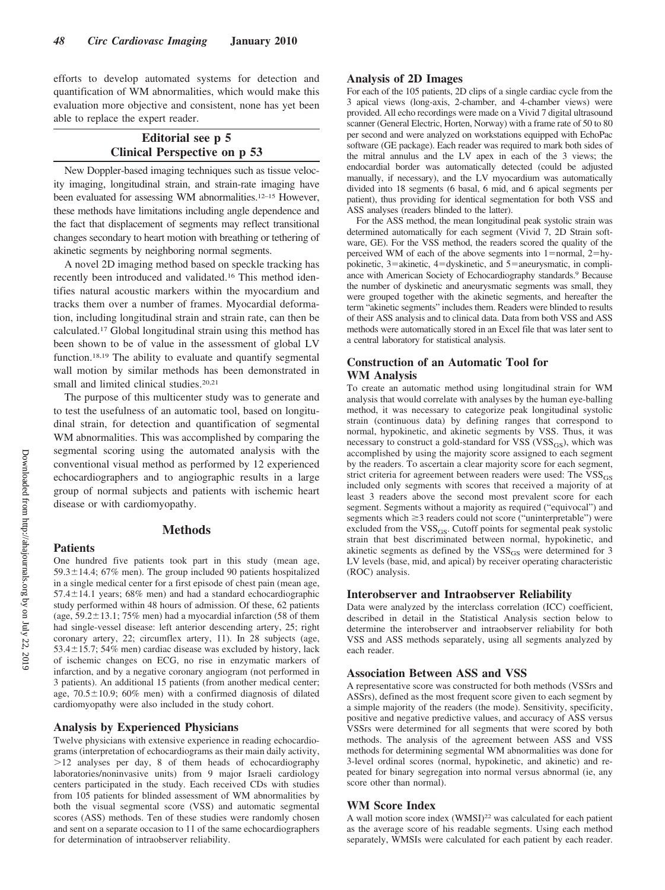efforts to develop automated systems for detection and quantification of WM abnormalities, which would make this evaluation more objective and consistent, none has yet been able to replace the expert reader.

**Editorial see p 5**
**Clinical Perspective on p 53**

New Doppler-based imaging techniques such as tissue velocity imaging, longitudinal strain, and strain-rate imaging have been evaluated for assessing WM abnormalities.[12–15] However, these methods have limitations including angle dependence and the fact that displacement of segments may reflect transitional changes secondary to heart motion with breathing or tethering of akinetic segments by neighboring normal segments.

A novel 2D imaging method based on speckle tracking has recently been introduced and validated.[16] This method identifies natural acoustic markers within the myocardium and tracks them over a number of frames. Myocardial deformation, including longitudinal strain and strain rate, can then be calculated.[17] Global longitudinal strain using this method has been shown to be of value in the assessment of global LV function.[18,19] The ability to evaluate and quantify segmental wall motion by similar methods has been demonstrated in small and limited clinical studies.[20,21]

The purpose of this multicenter study was to generate and to test the usefulness of an automatic tool, based on longitudinal strain, for detection and quantification of segmental WM abnormalities. This was accomplished by comparing the segmental scoring using the automated analysis with the conventional visual method as performed by 12 experienced echocardiographers and to angiographic results in a large group of normal subjects and patients with ischemic heart disease or with cardiomyopathy.

## Methods

### Patients

One hundred five patients took part in this study (mean age, 59.3±14.4; 67% men). The group included 90 patients hospitalized in a single medical center for a first episode of chest pain (mean age, 57.4±14.1 years; 68% men) and had a standard echocardiographic study performed within 48 hours of admission. Of these, 62 patients (age, 59.2±13.1; 75% men) had a myocardial infarction (58 of them had single-vessel disease: left anterior descending artery, 25; right coronary artery, 22; circumflex artery, 11). In 28 subjects (age, 53.4±15.7; 54% men) cardiac disease was excluded by history, lack of ischemic changes on ECG, no rise in enzymatic markers of infarction, and by a negative coronary angiogram (not performed in 3 patients). An additional 15 patients (from another medical center; age, 70.5±10.9; 60% men) with a confirmed diagnosis of dilated cardiomyopathy were also included in the study cohort.

### Analysis by Experienced Physicians

Twelve physicians with extensive experience in reading echocardiograms (interpretation of echocardiograms as their main daily activity, >12 analyses per day, 8 of them heads of echocardiography laboratories/noninvasive units) from 9 major Israeli cardiology centers participated in the study. Each received CDs with studies from 105 patients for blinded assessment of WM abnormalities by both the visual segmental score (VSS) and automatic segmental scores (ASS) methods. Ten of these studies were randomly chosen and sent on a separate occasion to 11 of the same echocardiographers for determination of intraobserver reliability.

### Analysis of 2D Images

For each of the 105 patients, 2D clips of a single cardiac cycle from the 3 apical views (long-axis, 2-chamber, and 4-chamber views) were provided. All echo recordings were made on a Vivid 7 digital ultrasound scanner (General Electric, Horten, Norway) with a frame rate of 50 to 80 per second and were analyzed on workstations equipped with EchoPac software (GE package). Each reader was required to mark both sides of the mitral annulus and the LV apex in each of the 3 views; the endocardial border was automatically detected (could be adjusted manually, if necessary), and the LV myocardium was automatically divided into 18 segments (6 basal, 6 mid, and 6 apical segments per patient), thus providing for identical segmentation for both VSS and ASS analyses (readers blinded to the latter).

For the ASS method, the mean longitudinal peak systolic strain was determined automatically for each segment (Vivid 7, 2D Strain software, GE). For the VSS method, the readers scored the quality of the perceived WM of each of the above segments into 1=normal, 2=hypokinetic, 3=akinetic, 4=dyskinetic, and 5=aneurysmatic, in compliance with American Society of Echocardiography standards.[9] Because the number of dyskinetic and aneurysmatic segments was small, they were grouped together with the akinetic segments, and hereafter the term "akinetic segments" includes them. Readers were blinded to results of their ASS analysis and to clinical data. Data from both VSS and ASS methods were automatically stored in an Excel file that was later sent to a central laboratory for statistical analysis.

### Construction of an Automatic Tool for WM Analysis

To create an automatic method using longitudinal strain for WM analysis that would correlate with analyses by the human eye-balling method, it was necessary to categorize peak longitudinal systolic strain (continuous data) by defining ranges that correspond to normal, hypokinetic, and akinetic segments by VSS. Thus, it was necessary to construct a gold-standard for VSS ($VSS_{GS}$), which was accomplished by using the majority score assigned to each segment by the readers. To ascertain a clear majority score for each segment, strict criteria for agreement between readers were used: The $VSS_{GS}$ included only segments with scores that received a majority of at least 3 readers above the second most prevalent score for each segment. Segments without a majority as required ("equivocal") and segments which ≥3 readers could not score ("uninterpretable") were excluded from the $VSS_{GS}$. Cutoff points for segmental peak systolic strain that best discriminated between normal, hypokinetic, and akinetic segments as defined by the $VSS_{GS}$ were determined for 3 LV levels (base, mid, and apical) by receiver operating characteristic (ROC) analysis.

### Interobserver and Intraobserver Reliability

Data were analyzed by the interclass correlation (ICC) coefficient, described in detail in the Statistical Analysis section below to determine the interobserver and intraobserver reliability for both VSS and ASS methods separately, using all segments analyzed by each reader.

### Association Between ASS and VSS

A representative score was constructed for both methods (VSSrs and ASSrs), defined as the most frequent score given to each segment by a simple majority of the readers (the mode). Sensitivity, specificity, positive and negative predictive values, and accuracy of ASS versus VSSrs were determined for all segments that were scored by both methods. The analysis of the agreement between ASS and VSS methods for determining segmental WM abnormalities was done for 3-level ordinal scores (normal, hypokinetic, and akinetic) and repeated for binary segregation into normal versus abnormal (ie, any score other than normal).

### WM Score Index

A wall motion score index (WMSI)[22] was calculated for each patient as the average score of his readable segments. Using each method separately, WMSIs were calculated for each patient by each reader.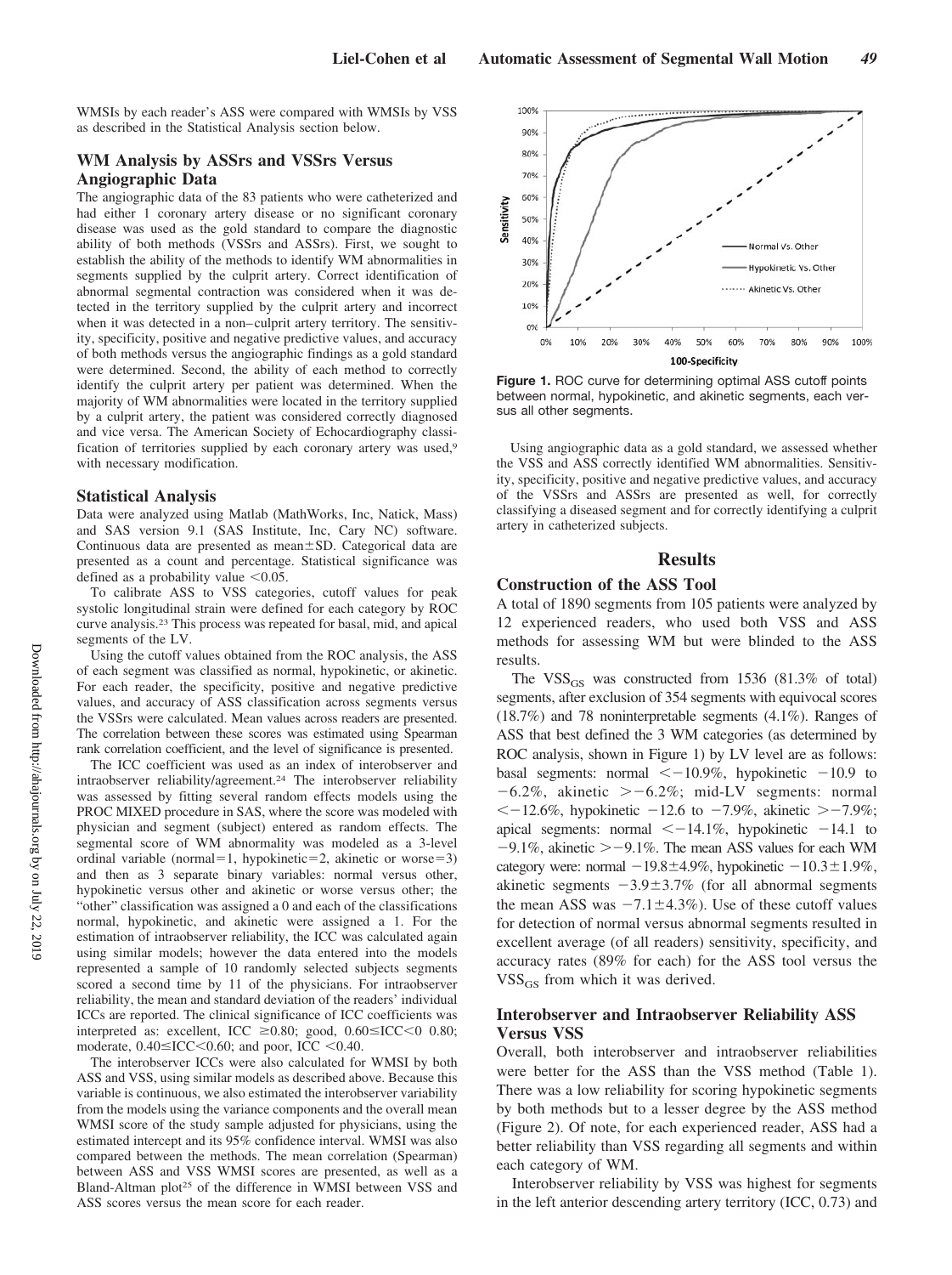WMSIs by each reader's ASS were compared with WMSIs by VSS as described in the Statistical Analysis section below.

### WM Analysis by ASSrs and VSSrs Versus Angiographic Data

The angiographic data of the 83 patients who were catheterized and had either 1 coronary artery disease or no significant coronary disease was used as the gold standard to compare the diagnostic ability of both methods (VSSrs and ASSrs). First, we sought to establish the ability of the methods to identify WM abnormalities in segments supplied by the culprit artery. Correct identification of abnormal segmental contraction was considered when it was detected in the territory supplied by the culprit artery and incorrect when it was detected in a non–culprit artery territory. The sensitivity, specificity, positive and negative predictive values, and accuracy of both methods versus the angiographic findings as a gold standard were determined. Second, the ability of each method to correctly identify the culprit artery per patient was determined. When the majority of WM abnormalities were located in the territory supplied by a culprit artery, the patient was considered correctly diagnosed and vice versa. The American Society of Echocardiography classification of territories supplied by each coronary artery was used,[9] with necessary modification.

### Statistical Analysis

Data were analyzed using Matlab (MathWorks, Inc, Natick, Mass) and SAS version 9.1 (SAS Institute, Inc, Cary NC) software. Continuous data are presented as mean±SD. Categorical data are presented as a count and percentage. Statistical significance was defined as a probability value $<0.05$.

To calibrate ASS to VSS categories, cutoff values for peak systolic longitudinal strain were defined for each category by ROC curve analysis.[23] This process was repeated for basal, mid, and apical segments of the LV.

Using the cutoff values obtained from the ROC analysis, the ASS of each segment was classified as normal, hypokinetic, or akinetic. For each reader, the specificity, positive and negative predictive values, and accuracy of ASS classification across segments versus the VSSrs were calculated. Mean values across readers are presented. The correlation between these scores was estimated using Spearman rank correlation coefficient, and the level of significance is presented.

The ICC coefficient was used as an index of interobserver and intraobserver reliability/agreement.[24] The interobserver reliability was assessed by fitting several random effects models using the PROC MIXED procedure in SAS, where the score was modeled with physician and segment (subject) entered as random effects. The segmental score of WM abnormality was modeled as a 3-level ordinal variable (normal=1, hypokinetic=2, akinetic or worse=3) and then as 3 separate binary variables: normal versus other, hypokinetic versus other and akinetic or worse versus other; the "other" classification was assigned a 0 and each of the classifications normal, hypokinetic, and akinetic were assigned a 1. For the estimation of intraobserver reliability, the ICC was calculated again using similar models; however the data entered into the models represented a sample of 10 randomly selected subjects segments scored a second time by 11 of the physicians. For intraobserver reliability, the mean and standard deviation of the readers' individual ICCs are reported. The clinical significance of ICC coefficients was interpreted as: excellent, ICC $\geq$0.80; good, 0.60$\leq$ICC$<$0 0.80; moderate, 0.40$\leq$ICC$<$0.60; and poor, ICC $<$0.40.

The interobserver ICCs were also calculated for WMSI by both ASS and VSS, using similar models as described above. Because this variable is continuous, we also estimated the interobserver variability from the models using the variance components and the overall mean WMSI score of the study sample adjusted for physicians, using the estimated intercept and its 95% confidence interval. WMSI was also compared between the methods. The mean correlation (Spearman) between ASS and VSS WMSI scores are presented, as well as a Bland-Altman plot[25] of the difference in WMSI between VSS and ASS scores versus the mean score for each reader.

**Figure 1.** ROC curve for determining optimal ASS cutoff points between normal, hypokinetic, and akinetic segments, each versus all other segments.

Using angiographic data as a gold standard, we assessed whether the VSS and ASS correctly identified WM abnormalities. Sensitivity, specificity, positive and negative predictive values, and accuracy of the VSSrs and ASSrs are presented as well, for correctly classifying a diseased segment and for correctly identifying a culprit artery in catheterized subjects.

## Results

### Construction of the ASS Tool

A total of 1890 segments from 105 patients were analyzed by 12 experienced readers, who used both VSS and ASS methods for assessing WM but were blinded to the ASS results.

The $VSS_{GS}$ was constructed from 1536 (81.3% of total) segments, after exclusion of 354 segments with equivocal scores (18.7%) and 78 noninterpretable segments (4.1%). Ranges of ASS that best defined the 3 WM categories (as determined by ROC analysis, shown in Figure 1) by LV level are as follows: basal segments: normal $<-10.9\%$, hypokinetic $-10.9$ to $-6.2\%$, akinetic $>-6.2\%$; mid-LV segments: normal $<-12.6\%$, hypokinetic $-12.6$ to $-7.9\%$, akinetic $>-7.9\%$; apical segments: normal $<-14.1\%$, hypokinetic $-14.1$ to $-9.1\%$, akinetic $>-9.1\%$. The mean ASS values for each WM category were: normal $-19.8\pm4.9\%$, hypokinetic $-10.3\pm1.9\%$, akinetic segments $-3.9\pm3.7\%$ (for all abnormal segments the mean ASS was $-7.1\pm4.3\%$). Use of these cutoff values for detection of normal versus abnormal segments resulted in excellent average (of all readers) sensitivity, specificity, and accuracy rates (89% for each) for the ASS tool versus the $VSS_{GS}$ from which it was derived.

### Interobserver and Intraobserver Reliability ASS Versus VSS

Overall, both interobserver and intraobserver reliabilities were better for the ASS than the VSS method (Table 1). There was a low reliability for scoring hypokinetic segments by both methods but to a lesser degree by the ASS method (Figure 2). Of note, for each experienced reader, ASS had a better reliability than VSS regarding all segments and within each category of WM.

Interobserver reliability by VSS was highest for segments in the left anterior descending artery territory (ICC, 0.73) and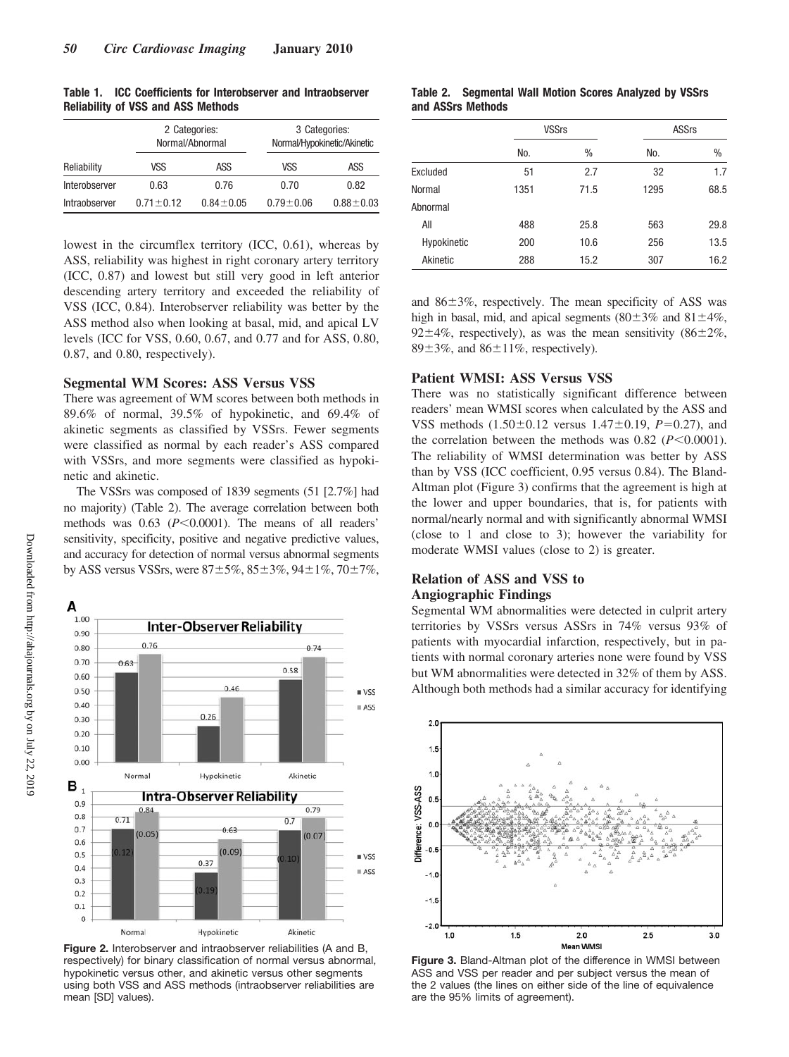**Table 1. ICC Coefficients for Interobserver and Intraobserver Reliability of VSS and ASS Methods**

| | 2 Categories: Normal/Abnormal | | 3 Categories: Normal/Hypokinetic/Akinetic | |
|---|---|---|---|---|
| Reliability | VSS | ASS | VSS | ASS |
| Interobserver | 0.63 | 0.76 | 0.70 | 0.82 |
| Intraobserver | 0.71±0.12 | 0.84±0.05 | 0.79±0.06 | 0.88±0.03 |

lowest in the circumflex territory (ICC, 0.61), whereas by ASS, reliability was highest in right coronary artery territory (ICC, 0.87) and lowest but still very good in left anterior descending artery territory and exceeded the reliability of VSS (ICC, 0.84). Interobserver reliability was better by the ASS method also when looking at basal, mid, and apical LV levels (ICC for VSS, 0.60, 0.67, and 0.77 and for ASS, 0.80, 0.87, and 0.80, respectively).

### Segmental WM Scores: ASS Versus VSS

There was agreement of WM scores between both methods in 89.6% of normal, 39.5% of hypokinetic, and 69.4% of akinetic segments as classified by VSSrs. Fewer segments were classified as normal by each reader's ASS compared with VSSrs, and more segments were classified as hypokinetic and akinetic.

The VSSrs was composed of 1839 segments (51 [2.7%] had no majority) (Table 2). The average correlation between both methods was 0.63 ($P<0.0001$). The means of all readers' sensitivity, specificity, positive and negative predictive values, and accuracy for detection of normal versus abnormal segments by ASS versus VSSrs, were 87±5%, 85±3%, 94±1%, 70±7%, and 86±3%, respectively. The mean specificity of ASS was high in basal, mid, and apical segments (80±3% and 81±4%, 92±4%, respectively), as was the mean sensitivity (86±2%, 89±3%, and 86±11%, respectively).

**Figure 2.** Interobserver and intraobserver reliabilities (A and B, respectively) for binary classification of normal versus abnormal, hypokinetic versus other, and akinetic versus other segments using both VSS and ASS methods (intraobserver reliabilities are mean [SD] values).

**Table 2. Segmental Wall Motion Scores Analyzed by VSSrs and ASSrs Methods**

| | VSSrs | | ASSrs | |
|---|---|---|---|---|
| | No. | % | No. | % |
| Excluded | 51 | 2.7 | 32 | 1.7 |
| Normal | 1351 | 71.5 | 1295 | 68.5 |
| Abnormal | | | | |
| All | 488 | 25.8 | 563 | 29.8 |
| Hypokinetic | 200 | 10.6 | 256 | 13.5 |
| Akinetic | 288 | 15.2 | 307 | 16.2 |

### Patient WMSI: ASS Versus VSS

There was no statistically significant difference between readers' mean WMSI scores when calculated by the ASS and VSS methods (1.50±0.12 versus 1.47±0.19, $P=0.27$), and the correlation between the methods was 0.82 ($P<0.0001$). The reliability of WMSI determination was better by ASS than by VSS (ICC coefficient, 0.95 versus 0.84). The Bland-Altman plot (Figure 3) confirms that the agreement is high at the lower and upper boundaries, that is, for patients with normal/nearly normal and with significantly abnormal WMSI (close to 1 and close to 3); however the variability for moderate WMSI values (close to 2) is greater.

### Relation of ASS and VSS to Angiographic Findings

Segmental WM abnormalities were detected in culprit artery territories by VSSrs versus ASSrs in 74% versus 93% of patients with myocardial infarction, respectively, but in patients with normal coronary arteries none were found by VSS but WM abnormalities were detected in 32% of them by ASS. Although both methods had a similar accuracy for identifying

**Figure 3.** Bland-Altman plot of the difference in WMSI between ASS and VSS per reader and per subject versus the mean of the 2 values (the lines on either side of the line of equivalence are the 95% limits of agreement).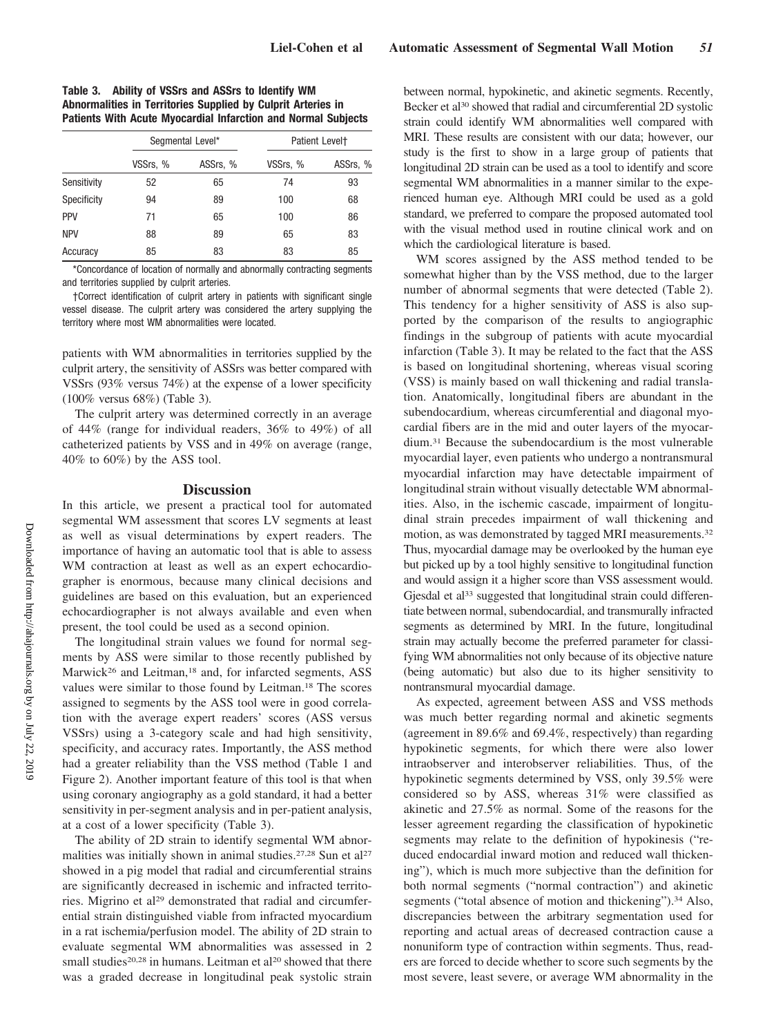**Table 3. Ability of VSSrs and ASSrs to Identify WM Abnormalities in Territories Supplied by Culprit Arteries in Patients With Acute Myocardial Infarction and Normal Subjects**

| | Segmental Level* | | Patient Level† | |
|---|---|---|---|---|
| | VSSrs, % | ASSrs, % | VSSrs, % | ASSrs, % |
| Sensitivity | 52 | 65 | 74 | 93 |
| Specificity | 94 | 89 | 100 | 68 |
| PPV | 71 | 65 | 100 | 86 |
| NPV | 88 | 89 | 65 | 83 |
| Accuracy | 85 | 83 | 83 | 85 |

*Concordance of location of normally and abnormally contracting segments and territories supplied by culprit arteries.

†Correct identification of culprit artery in patients with significant single vessel disease. The culprit artery was considered the artery supplying the territory where most WM abnormalities were located.

patients with WM abnormalities in territories supplied by the culprit artery, the sensitivity of ASSrs was better compared with VSSrs (93% versus 74%) at the expense of a lower specificity (100% versus 68%) (Table 3).

The culprit artery was determined correctly in an average of 44% (range for individual readers, 36% to 49%) of all catheterized patients by VSS and in 49% on average (range, 40% to 60%) by the ASS tool.

## Discussion

In this article, we present a practical tool for automated segmental WM assessment that scores LV segments at least as well as visual determinations by expert readers. The importance of having an automatic tool that is able to assess WM contraction at least as well as an expert echocardiographer is enormous, because many clinical decisions and guidelines are based on this evaluation, but an experienced echocardiographer is not always available and even when present, the tool could be used as a second opinion.

The longitudinal strain values we found for normal segments by ASS were similar to those recently published by Marwick[26] and Leitman,[18] and, for infarcted segments, ASS values were similar to those found by Leitman.[18] The scores assigned to segments by the ASS tool were in good correlation with the average expert readers' scores (ASS versus VSSrs) using a 3-category scale and had high sensitivity, specificity, and accuracy rates. Importantly, the ASS method had a greater reliability than the VSS method (Table 1 and Figure 2). Another important feature of this tool is that when using coronary angiography as a gold standard, it had a better sensitivity in per-segment analysis and in per-patient analysis, at a cost of a lower specificity (Table 3).

The ability of 2D strain to identify segmental WM abnormalities was initially shown in animal studies.[27,28] Sun et al[27] showed in a pig model that radial and circumferential strains are significantly decreased in ischemic and infracted territories. Migrino et al[29] demonstrated that radial and circumferential strain distinguished viable from infracted myocardium in a rat ischemia/perfusion model. The ability of 2D strain to evaluate segmental WM abnormalities was assessed in 2 small studies[20,28] in humans. Leitman et al[20] showed that there was a graded decrease in longitudinal peak systolic strain between normal, hypokinetic, and akinetic segments. Recently, Becker et al[30] showed that radial and circumferential 2D systolic strain could identify WM abnormalities well compared with MRI. These results are consistent with our data; however, our study is the first to show in a large group of patients that longitudinal 2D strain can be used as a tool to identify and score segmental WM abnormalities in a manner similar to the experienced human eye. Although MRI could be used as a gold standard, we preferred to compare the proposed automated tool with the visual method used in routine clinical work and on which the cardiological literature is based.

WM scores assigned by the ASS method tended to be somewhat higher than by the VSS method, due to the larger number of abnormal segments that were detected (Table 2). This tendency for a higher sensitivity of ASS is also supported by the comparison of the results to angiographic findings in the subgroup of patients with acute myocardial infarction (Table 3). It may be related to the fact that the ASS is based on longitudinal shortening, whereas visual scoring (VSS) is mainly based on wall thickening and radial translation. Anatomically, longitudinal fibers are abundant in the subendocardium, whereas circumferential and diagonal myocardial fibers are in the mid and outer layers of the myocardium.[31] Because the subendocardium is the most vulnerable myocardial layer, even patients who undergo a nontransmural myocardial infarction may have detectable impairment of longitudinal strain without visually detectable WM abnormalities. Also, in the ischemic cascade, impairment of longitudinal strain precedes impairment of wall thickening and motion, as was demonstrated by tagged MRI measurements.[32] Thus, myocardial damage may be overlooked by the human eye but picked up by a tool highly sensitive to longitudinal function and would assign it a higher score than VSS assessment would. Gjesdal et al[33] suggested that longitudinal strain could differentiate between normal, subendocardial, and transmurally infracted segments as determined by MRI. In the future, longitudinal strain may actually become the preferred parameter for classifying WM abnormalities not only because of its objective nature (being automatic) but also due to its higher sensitivity to nontransmural myocardial damage.

As expected, agreement between ASS and VSS methods was much better regarding normal and akinetic segments (agreement in 89.6% and 69.4%, respectively) than regarding hypokinetic segments, for which there were also lower intraobserver and interobserver reliabilities. Thus, of the hypokinetic segments determined by VSS, only 39.5% were considered so by ASS, whereas 31% were classified as akinetic and 27.5% as normal. Some of the reasons for the lesser agreement regarding the classification of hypokinetic segments may relate to the definition of hypokinesis ("reduced endocardial inward motion and reduced wall thickening"), which is much more subjective than the definition for both normal segments ("normal contraction") and akinetic segments ("total absence of motion and thickening").[34] Also, discrepancies between the arbitrary segmentation used for reporting and actual areas of decreased contraction cause a nonuniform type of contraction within segments. Thus, readers are forced to decide whether to score such segments by the most severe, least severe, or average WM abnormality in the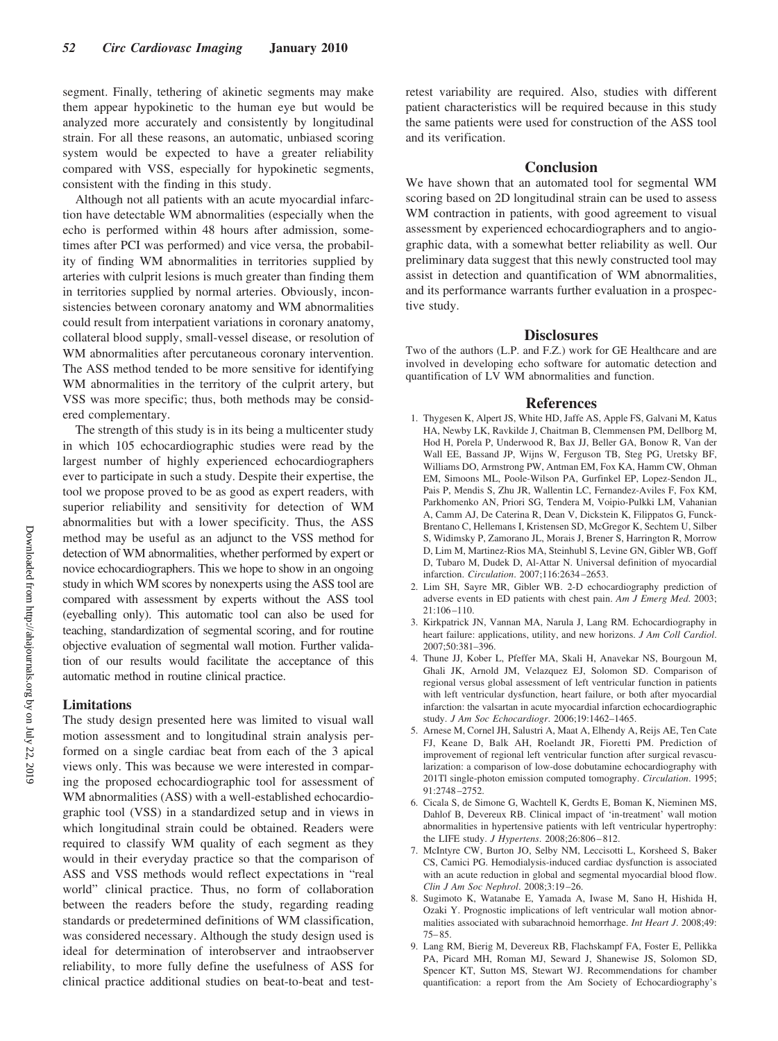segment. Finally, tethering of akinetic segments may make them appear hypokinetic to the human eye but would be analyzed more accurately and consistently by longitudinal strain. For all these reasons, an automatic, unbiased scoring system would be expected to have a greater reliability compared with VSS, especially for hypokinetic segments, consistent with the finding in this study.

Although not all patients with an acute myocardial infarction have detectable WM abnormalities (especially when the echo is performed within 48 hours after admission, sometimes after PCI was performed) and vice versa, the probability of finding WM abnormalities in territories supplied by arteries with culprit lesions is much greater than finding them in territories supplied by normal arteries. Obviously, inconsistencies between coronary anatomy and WM abnormalities could result from interpatient variations in coronary anatomy, collateral blood supply, small-vessel disease, or resolution of WM abnormalities after percutaneous coronary intervention. The ASS method tended to be more sensitive for identifying WM abnormalities in the territory of the culprit artery, but VSS was more specific; thus, both methods may be considered complementary.

The strength of this study is in its being a multicenter study in which 105 echocardiographic studies were read by the largest number of highly experienced echocardiographers ever to participate in such a study. Despite their expertise, the tool we propose proved to be as good as expert readers, with superior reliability and sensitivity for detection of WM abnormalities but with a lower specificity. Thus, the ASS method may be useful as an adjunct to the VSS method for detection of WM abnormalities, whether performed by expert or novice echocardiographers. This we hope to show in an ongoing study in which WM scores by nonexperts using the ASS tool are compared with assessment by experts without the ASS tool (eyeballing only). This automatic tool can also be used for teaching, standardization of segmental scoring, and for routine objective evaluation of segmental wall motion. Further validation of our results would facilitate the acceptance of this automatic method in routine clinical practice.

## Limitations

The study design presented here was limited to visual wall motion assessment and to longitudinal strain analysis performed on a single cardiac beat from each of the 3 apical views only. This was because we were interested in comparing the proposed echocardiographic tool for assessment of WM abnormalities (ASS) with a well-established echocardiographic tool (VSS) in a standardized setup and in views in which longitudinal strain could be obtained. Readers were required to classify WM quality of each segment as they would in their everyday practice so that the comparison of ASS and VSS methods would reflect expectations in "real world" clinical practice. Thus, no form of collaboration between the readers before the study, regarding reading standards or predetermined definitions of WM classification, was considered necessary. Although the study design used is ideal for determination of interobserver and intraobserver reliability, to more fully define the usefulness of ASS for clinical practice additional studies on beat-to-beat and test-retest variability are required. Also, studies with different patient characteristics will be required because in this study the same patients were used for construction of the ASS tool and its verification.

## Conclusion

We have shown that an automated tool for segmental WM scoring based on 2D longitudinal strain can be used to assess WM contraction in patients, with good agreement to visual assessment by experienced echocardiographers and to angiographic data, with a somewhat better reliability as well. Our preliminary data suggest that this newly constructed tool may assist in detection and quantification of WM abnormalities, and its performance warrants further evaluation in a prospective study.

## Disclosures

Two of the authors (L.P. and F.Z.) work for GE Healthcare and are involved in developing echo software for automatic detection and quantification of LV WM abnormalities and function.

## References

1. Thygesen K, Alpert JS, White HD, Jaffe AS, Apple FS, Galvani M, Katus HA, Newby LK, Ravkilde J, Chaitman B, Clemmensen PM, Dellborg M, Hod H, Porela P, Underwood R, Bax JJ, Beller GA, Bonow R, Van der Wall EE, Bassand JP, Wijns W, Ferguson TB, Steg PG, Uretsky BF, Williams DO, Armstrong PW, Antman EM, Fox KA, Hamm CW, Ohman EM, Simoons ML, Poole-Wilson PA, Gurfinkel EP, Lopez-Sendon JL, Pais P, Mendis S, Zhu JR, Wallentin LC, Fernandez-Aviles F, Fox KM, Parkhomenko AN, Priori SG, Tendera M, Voipio-Pulkki LM, Vahanian A, Camm AJ, De Caterina R, Dean V, Dickstein K, Filippatos G, Funck-Brentano C, Hellemans I, Kristensen SD, McGregor K, Sechtem U, Silber S, Widimsky P, Zamorano JL, Morais J, Brener S, Harrington R, Morrow D, Lim M, Martinez-Rios MA, Steinhubl S, Levine GN, Gibler WB, Goff D, Tubaro M, Dudek D, Al-Attar N. Universal definition of myocardial infarction. *Circulation*. 2007;116:2634–2653.
2. Lim SH, Sayre MR, Gibler WB. 2-D echocardiography prediction of adverse events in ED patients with chest pain. *Am J Emerg Med*. 2003; 21:106–110.
3. Kirkpatrick JN, Vannan MA, Narula J, Lang RM. Echocardiography in heart failure: applications, utility, and new horizons. *J Am Coll Cardiol*. 2007;50:381–396.
4. Thune JJ, Kober L, Pfeffer MA, Skali H, Anavekar NS, Bourgoun M, Ghali JK, Arnold JM, Velazquez EJ, Solomon SD. Comparison of regional versus global assessment of left ventricular function in patients with left ventricular dysfunction, heart failure, or both after myocardial infarction: the valsartan in acute myocardial infarction echocardiographic study. *J Am Soc Echocardiogr*. 2006;19:1462–1465.
5. Arnese M, Cornel JH, Salustri A, Maat A, Elhendy A, Reijs AE, Ten Cate FJ, Keane D, Balk AH, Roelandt JR, Fioretti PM. Prediction of improvement of regional left ventricular function after surgical revascularization: a comparison of low-dose dobutamine echocardiography with 201Tl single-photon emission computed tomography. *Circulation*. 1995; 91:2748–2752.
6. Cicala S, de Simone G, Wachtell K, Gerdts E, Boman K, Nieminen MS, Dahlof B, Devereux RB. Clinical impact of 'in-treatment' wall motion abnormalities in hypertensive patients with left ventricular hypertrophy: the LIFE study. *J Hypertens*. 2008;26:806–812.
7. McIntyre CW, Burton JO, Selby NM, Leccisotti L, Korsheed S, Baker CS, Camici PG. Hemodialysis-induced cardiac dysfunction is associated with an acute reduction in global and segmental myocardial blood flow. *Clin J Am Soc Nephrol*. 2008;3:19–26.
8. Sugimoto K, Watanabe E, Yamada A, Iwase M, Sano H, Hishida H, Ozaki Y. Prognostic implications of left ventricular wall motion abnormalities associated with subarachnoid hemorrhage. *Int Heart J*. 2008;49: 75–85.
9. Lang RM, Bierig M, Devereux RB, Flachskampf FA, Foster E, Pellikka PA, Picard MH, Roman MJ, Seward J, Shanewise JS, Solomon SD, Spencer KT, Sutton MS, Stewart WJ. Recommendations for chamber quantification: a report from the Am Society of Echocardiography's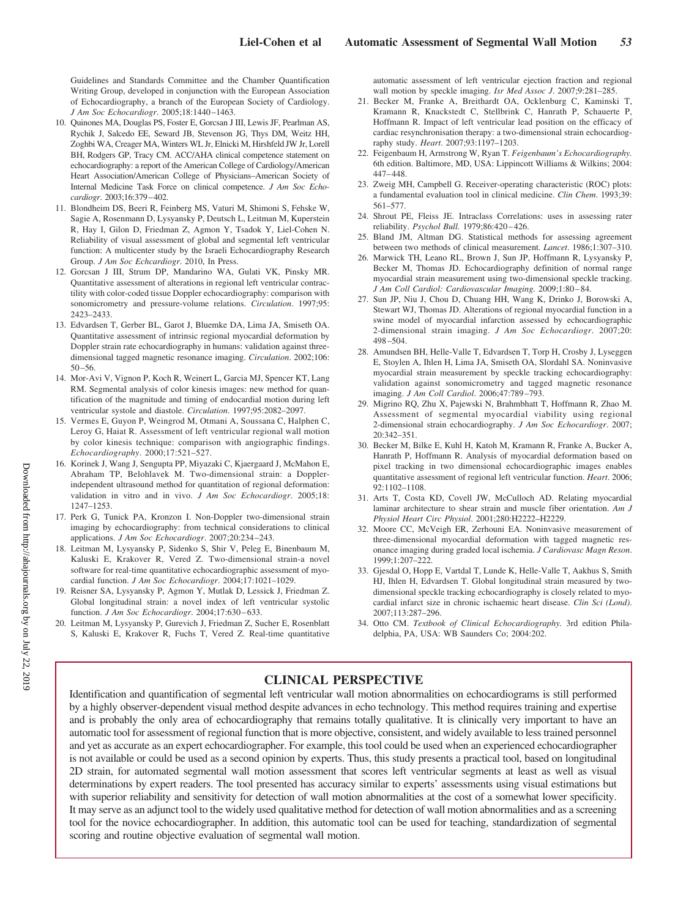Guidelines and Standards Committee and the Chamber Quantification Writing Group, developed in conjunction with the European Association of Echocardiography, a branch of the European Society of Cardiology. *J Am Soc Echocardiogr*. 2005;18:1440–1463.

10. Quinones MA, Douglas PS, Foster E, Gorcsan J III, Lewis JF, Pearlman AS, Rychik J, Salcedo EE, Seward JB, Stevenson JG, Thys DM, Weitz HH, Zoghbi WA, Creager MA, Winters WL Jr, Elnicki M, Hirshfeld JW Jr, Lorell BH, Rodgers GP, Tracy CM. ACC/AHA clinical competence statement on echocardiography: a report of the American College of Cardiology/American Heart Association/American College of Physicians–American Society of Internal Medicine Task Force on clinical competence. *J Am Soc Echocardiogr*. 2003;16:379–402.
11. Blondheim DS, Beeri R, Feinberg MS, Vaturi M, Shimoni S, Fehske W, Sagie A, Rosenmann D, Lysyansky P, Deutsch L, Leitman M, Kuperstein R, Hay I, Gilon D, Friedman Z, Agmon Y, Tsadok Y, Liel-Cohen N. Reliability of visual assessment of global and segmental left ventricular function: A multicenter study by the Israeli Echocardiography Research Group. *J Am Soc Echcardiogr*. 2010, In Press.
12. Gorcsan J III, Strum DP, Mandarino WA, Gulati VK, Pinsky MR. Quantitative assessment of alterations in regional left ventricular contractility with color-coded tissue Doppler echocardiography: comparison with sonomicrometry and pressure-volume relations. *Circulation*. 1997;95:2423–2433.
13. Edvardsen T, Gerber BL, Garot J, Bluemke DA, Lima JA, Smiseth OA. Quantitative assessment of intrinsic regional myocardial deformation by Doppler strain rate echocardiography in humans: validation against three-dimensional tagged magnetic resonance imaging. *Circulation*. 2002;106:50–56.
14. Mor-Avi V, Vignon P, Koch R, Weinert L, Garcia MJ, Spencer KT, Lang RM. Segmental analysis of color kinesis images: new method for quantification of the magnitude and timing of endocardial motion during left ventricular systole and diastole. *Circulation*. 1997;95:2082–2097.
15. Vermes E, Guyon P, Weingrod M, Otmani A, Soussana C, Halphen C, Leroy G, Haiat R. Assessment of left ventricular regional wall motion by color kinesis technique: comparison with angiographic findings. *Echocardiography*. 2000;17:521–527.
16. Korinek J, Wang J, Sengupta PP, Miyazaki C, Kjaergaard J, McMahon E, Abraham TP, Belohlavek M. Two-dimensional strain: a Doppler-independent ultrasound method for quantitation of regional deformation: validation in vitro and in vivo. *J Am Soc Echocardiogr*. 2005;18:1247–1253.
17. Perk G, Tunick PA, Kronzon I. Non-Doppler two-dimensional strain imaging by echocardiography: from technical considerations to clinical applications. *J Am Soc Echocardiogr*. 2007;20:234–243.
18. Leitman M, Lysyansky P, Sidenko S, Shir V, Peleg E, Binenbaum M, Kaluski E, Krakover R, Vered Z. Two-dimensional strain-a novel software for real-time quantitative echocardiographic assessment of myocardial function. *J Am Soc Echocardiogr*. 2004;17:1021–1029.
19. Reisner SA, Lysyansky P, Agmon Y, Mutlak D, Lessick J, Friedman Z. Global longitudinal strain: a novel index of left ventricular systolic function. *J Am Soc Echocardiogr*. 2004;17:630–633.
20. Leitman M, Lysyansky P, Gurevich J, Friedman Z, Sucher E, Rosenblatt S, Kaluski E, Krakover R, Fuchs T, Vered Z. Real-time quantitative automatic assessment of left ventricular ejection fraction and regional wall motion by speckle imaging. *Isr Med Assoc J*. 2007;9:281–285.
21. Becker M, Franke A, Breithardt OA, Ocklenburg C, Kaminski T, Kramann R, Knackstedt C, Stellbrink C, Hanrath P, Schauerte P, Hoffmann R. Impact of left ventricular lead position on the efficacy of cardiac resynchronisation therapy: a two-dimensional strain echocardiography study. *Heart*. 2007;93:1197–1203.
22. Feigenbaum H, Armstrong W, Ryan T. *Feigenbaum's Echocardiography*. 6th edition. Baltimore, MD, USA: Lippincott Williams & Wilkins; 2004: 447–448.
23. Zweig MH, Campbell G. Receiver-operating characteristic (ROC) plots: a fundamental evaluation tool in clinical medicine. *Clin Chem*. 1993;39: 561–577.
24. Shrout PE, Fleiss JE. Intraclass Correlations: uses in assessing rater reliability. *Psychol Bull*. 1979;86:420–426.
25. Bland JM, Altman DG. Statistical methods for assessing agreement between two methods of clinical measurement. *Lancet*. 1986;1:307–310.
26. Marwick TH, Leano RL, Brown J, Sun JP, Hoffmann R, Lysyansky P, Becker M, Thomas JD. Echocardiography definition of normal range myocardial strain measurement using two-dimensional speckle tracking. *J Am Coll Cardiol: Cardiovascular Imaging*. 2009;1:80–84.
27. Sun JP, Niu J, Chou D, Chuang HH, Wang K, Drinko J, Borowski A, Stewart WJ, Thomas JD. Alterations of regional myocardial function in a swine model of myocardial infarction assessed by echocardiographic 2-dimensional strain imaging. *J Am Soc Echocardiogr*. 2007;20: 498–504.
28. Amundsen BH, Helle-Valle T, Edvardsen T, Torp H, Crosby J, Lyseggen E, Stoylen A, Ihlen H, Lima JA, Smiseth OA, Slordahl SA. Noninvasive myocardial strain measurement by speckle tracking echocardiography: validation against sonomicrometry and tagged magnetic resonance imaging. *J Am Coll Cardiol*. 2006;47:789–793.
29. Migrino RQ, Zhu X, Pajewski N, Brahmbhatt T, Hoffmann R, Zhao M. Assessment of segmental myocardial viability using regional 2-dimensional strain echocardiography. *J Am Soc Echocardiogr*. 2007; 20:342–351.
30. Becker M, Bilke E, Kuhl H, Katoh M, Kramann R, Franke A, Bucker A, Hanrath P, Hoffmann R. Analysis of myocardial deformation based on pixel tracking in two dimensional echocardiographic images enables quantitative assessment of regional left ventricular function. *Heart*. 2006; 92:1102–1108.
31. Arts T, Costa KD, Covell JW, McCulloch AD. Relating myocardial laminar architecture to shear strain and muscle fiber orientation. *Am J Physiol Heart Circ Physiol*. 2001;280:H2222–H2229.
32. Moore CC, McVeigh ER, Zerhouni EA. Noninvasive measurement of three-dimensional myocardial deformation with tagged magnetic resonance imaging during graded local ischemia. *J Cardiovasc Magn Reson*. 1999;1:207–222.
33. Gjesdal O, Hopp E, Vartdal T, Lunde K, Helle-Valle T, Aakhus S, Smith HJ, Ihlen H, Edvardsen T. Global longitudinal strain measured by two-dimensional speckle tracking echocardiography is closely related to myocardial infarct size in chronic ischaemic heart disease. *Clin Sci (Lond)*. 2007;113:287–296.
34. Otto CM. *Textbook of Clinical Echocardiography*. 3rd edition Philadelphia, PA, USA: WB Saunders Co; 2004:202.

## CLINICAL PERSPECTIVE

Identification and quantification of segmental left ventricular wall motion abnormalities on echocardiograms is still performed by a highly observer-dependent visual method despite advances in echo technology. This method requires training and expertise and is probably the only area of echocardiography that remains totally qualitative. It is clinically very important to have an automatic tool for assessment of regional function that is more objective, consistent, and widely available to less trained personnel and yet as accurate as an expert echocardiographer. For example, this tool could be used when an experienced echocardiographer is not available or could be used as a second opinion by experts. Thus, this study presents a practical tool, based on longitudinal 2D strain, for automated segmental wall motion assessment that scores left ventricular segments at least as well as visual determinations by expert readers. The tool presented has accuracy similar to experts' assessments using visual estimations but with superior reliability and sensitivity for detection of wall motion abnormalities at the cost of a somewhat lower specificity. It may serve as an adjunct tool to the widely used qualitative method for detection of wall motion abnormalities and as a screening tool for the novice echocardiographer. In addition, this automatic tool can be used for teaching, standardization of segmental scoring and routine objective evaluation of segmental wall motion.